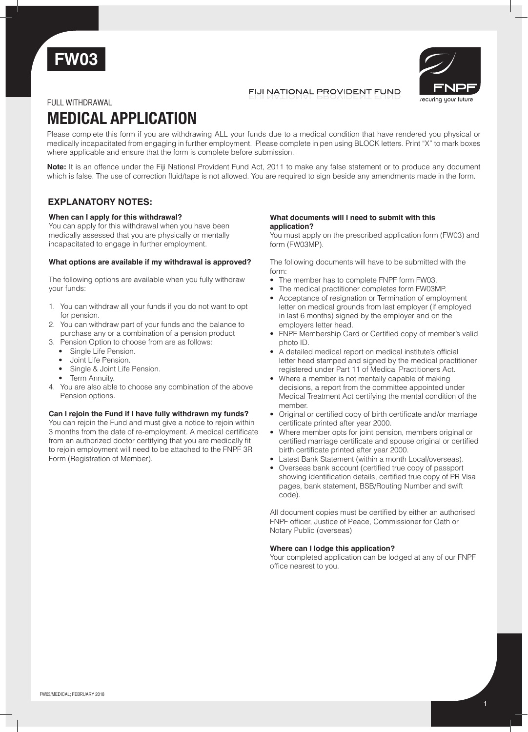# FW03

FIJI NATIONAL PROVIDENT FUND

FNPF
securing your future

FULL WITHDRAWAL

# MEDICAL APPLICATION

Please complete this form if you are withdrawing ALL your funds due to a medical condition that have rendered you physical or medically incapacitated from engaging in further employment. Please complete in pen using BLOCK letters. Print "X" to mark boxes where applicable and ensure that the form is complete before submission.

**Note:** It is an offence under the Fiji National Provident Fund Act, 2011 to make any false statement or to produce any document which is false. The use of correction fluid/tape is not allowed. You are required to sign beside any amendments made in the form.

## EXPLANATORY NOTES:

**When can I apply for this withdrawal?**

You can apply for this withdrawal when you have been medically assessed that you are physically or mentally incapacitated to engage in further employment.

**What options are available if my withdrawal is approved?**

The following options are available when you fully withdraw your funds:

1. You can withdraw all your funds if you do not want to opt for pension.
2. You can withdraw part of your funds and the balance to purchase any or a combination of a pension product
3. Pension Option to choose from are as follows:
   - Single Life Pension.
   - Joint Life Pension.
   - Single & Joint Life Pension.
   - Term Annuity.
4. You are also able to choose any combination of the above Pension options.

**Can I rejoin the Fund if I have fully withdrawn my funds?**

You can rejoin the Fund and must give a notice to rejoin within 3 months from the date of re-employment. A medical certificate from an authorized doctor certifying that you are medically fit to rejoin employment will need to be attached to the FNPF 3R Form (Registration of Member).

**What documents will I need to submit with this application?**

You must apply on the prescribed application form (FW03) and form (FW03MP).

The following documents will have to be submitted with the form:

- The member has to complete FNPF form FW03.
- The medical practitioner completes form FW03MP.
- Acceptance of resignation or Termination of employment letter on medical grounds from last employer (if employed in last 6 months) signed by the employer and on the employers letter head.
- FNPF Membership Card or Certified copy of member's valid photo ID.
- A detailed medical report on medical institute's official letter head stamped and signed by the medical practitioner registered under Part 11 of Medical Practitioners Act.
- Where a member is not mentally capable of making decisions, a report from the committee appointed under Medical Treatment Act certifying the mental condition of the member.
- Original or certified copy of birth certificate and/or marriage certificate printed after year 2000.
- Where member opts for joint pension, members original or certified marriage certificate and spouse original or certified birth certificate printed after year 2000.
- Latest Bank Statement (within a month Local/overseas).
- Overseas bank account (certified true copy of passport showing identification details, certified true copy of PR Visa pages, bank statement, BSB/Routing Number and swift code).

All document copies must be certified by either an authorised FNPF officer, Justice of Peace, Commissioner for Oath or Notary Public (overseas)

**Where can I lodge this application?**

Your completed application can be lodged at any of our FNPF office nearest to you.

FW03/MEDICAL; FEBRUARY 2018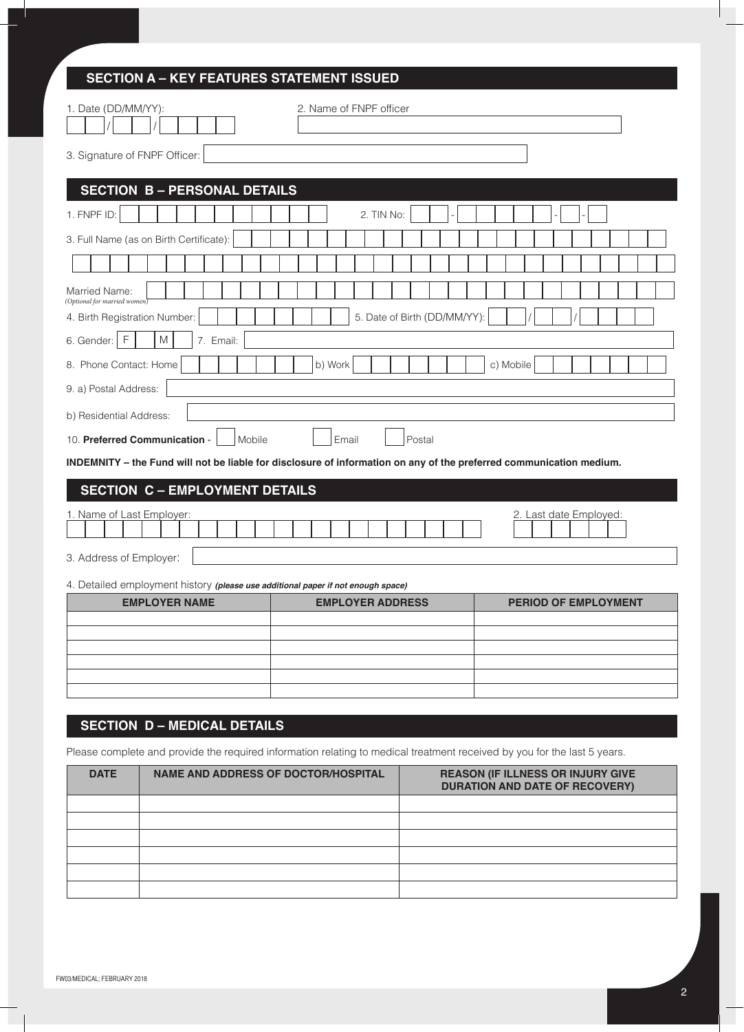## SECTION A – KEY FEATURES STATEMENT ISSUED

1. Date (DD/MM/YY): ___ / ___ / ___

2. Name of FNPF officer

3. Signature of FNPF Officer:

## SECTION B – PERSONAL DETAILS

1. FNPF ID:

2. TIN No: ___ - ___ - ___ - ___

3. Full Name (as on Birth Certificate):

Married Name:
*(Optional for married women)*

4. Birth Registration Number:

5. Date of Birth (DD/MM/YY): ___ / ___ / ___

6. Gender: F ☐ M ☐

7. Email:

8. Phone Contact: Home

b) Work

c) Mobile

9. a) Postal Address:

b) Residential Address:

10. **Preferred Communication** - ☐ Mobile ☐ Email ☐ Postal

**INDEMNITY – the Fund will not be liable for disclosure of information on any of the preferred communication medium.**

## SECTION C – EMPLOYMENT DETAILS

1. Name of Last Employer:

2. Last date Employed:

3. Address of Employer:

4. Detailed employment history ***(please use additional paper if not enough space)***

| EMPLOYER NAME | EMPLOYER ADDRESS | PERIOD OF EMPLOYMENT |
|---|---|---|
| | | |
| | | |
| | | |
| | | |
| | | |
| | | |

## SECTION D – MEDICAL DETAILS

Please complete and provide the required information relating to medical treatment received by you for the last 5 years.

| DATE | NAME AND ADDRESS OF DOCTOR/HOSPITAL | REASON (IF ILLNESS OR INJURY GIVE DURATION AND DATE OF RECOVERY) |
|---|---|---|
| | | |
| | | |
| | | |
| | | |
| | | |
| | | |

FW03/MEDICAL; FEBRUARY 2018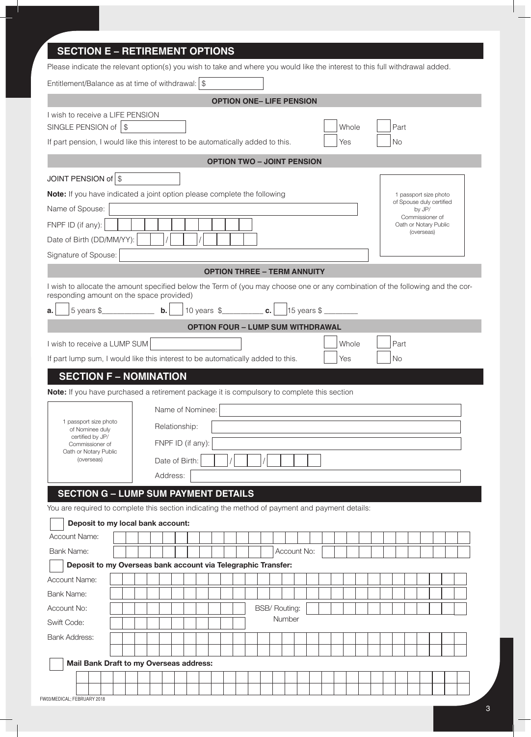## SECTION E – RETIREMENT OPTIONS

Please indicate the relevant option(s) you wish to take and where you would like the interest to this full withdrawal added.

Entitlement/Balance as at time of withdrawal: $

### OPTION ONE– LIFE PENSION

I wish to receive a LIFE PENSION

SINGLE PENSION of $ ☐ Whole ☐ Part

If part pension, I would like this interest to be automatically added to this. ☐ Yes ☐ No

### OPTION TWO – JOINT PENSION

JOINT PENSION of $

**Note:** If you have indicated a joint option please complete the following

Name of Spouse:

FNPF ID (if any):

Date of Birth (DD/MM/YY): / /

Signature of Spouse:

1 passport size photo of Spouse duly certified by JP/ Commissioner of Oath or Notary Public (overseas)

### OPTION THREE – TERM ANNUITY

I wish to allocate the amount specified below the Term of (you may choose one or any combination of the following and the corresponding amount on the space provided)

**a.** ☐ 5 years $____________ **b.** ☐ 10 years $__________ **c.** ☐ 15 years $ ________

### OPTION FOUR – LUMP SUM WITHDRAWAL

I wish to receive a LUMP SUM ☐ Whole ☐ Part

If part lump sum, I would like this interest to be automatically added to this. ☐ Yes ☐ No

## SECTION F – NOMINATION

**Note:** If you have purchased a retirement package it is compulsory to complete this section

1 passport size photo of Nominee duly certified by JP/ Commissioner of Oath or Notary Public (overseas)

Name of Nominee:

Relationship:

FNPF ID (if any):

Date of Birth: / /

Address:

## SECTION G – LUMP SUM PAYMENT DETAILS

You are required to complete this section indicating the method of payment and payment details:

☐ **Deposit to my local bank account:**

Account Name:

Bank Name: Account No:

☐ **Deposit to my Overseas bank account via Telegraphic Transfer:**

Account Name:

Bank Name:

Account No: BSB/ Routing: Number

Swift Code:

Bank Address:

☐ **Mail Bank Draft to my Overseas address:**

FW03/MEDICAL; FEBRUARY 2018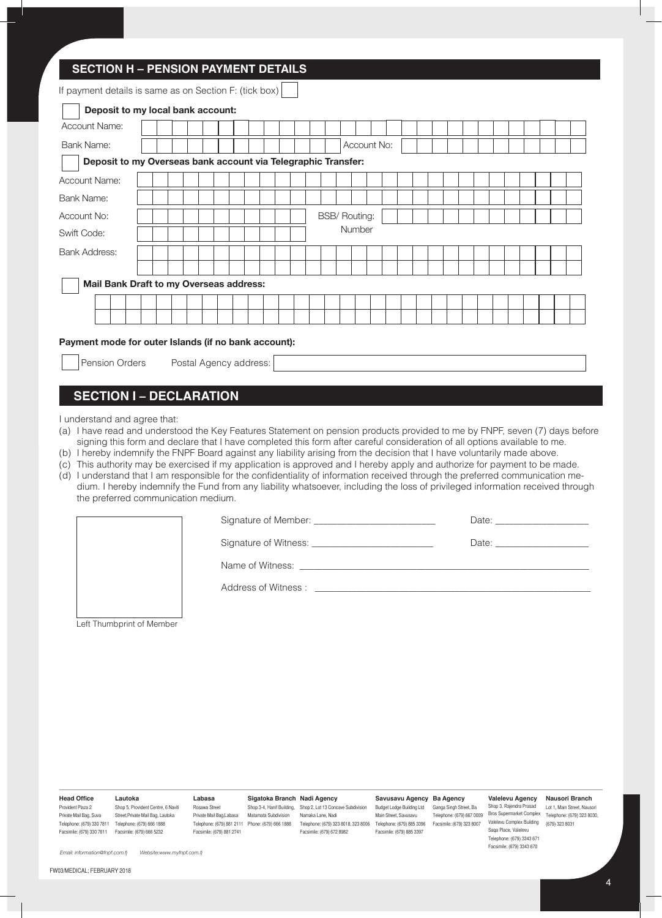## SECTION H – PENSION PAYMENT DETAILS

If payment details is same as on Section F: (tick box) ☐

☐ **Deposit to my local bank account:**

Account Name:

Bank Name: Account No:

☐ **Deposit to my Overseas bank account via Telegraphic Transfer:**

Account Name:

Bank Name:

Account No: BSB/ Routing: Number

Swift Code:

Bank Address:

☐ **Mail Bank Draft to my Overseas address:**

**Payment mode for outer Islands (if no bank account):**

☐ Pension Orders Postal Agency address:

## SECTION I – DECLARATION

I understand and agree that:

(a) I have read and understood the Key Features Statement on pension products provided to me by FNPF, seven (7) days before signing this form and declare that I have completed this form after careful consideration of all options available to me.
(b) I hereby indemnify the FNPF Board against any liability arising from the decision that I have voluntarily made above.
(c) This authority may be exercised if my application is approved and I hereby apply and authorize for payment to be made.
(d) I understand that I am responsible for the confidentiality of information received through the preferred communication medium. I hereby indemnify the Fund from any liability whatsoever, including the loss of privileged information received through the preferred communication medium.

Signature of Member: ________________________ Date: ___________________

Signature of Witness: ________________________ Date: ___________________

Name of Witness: ___________________________________________________________

Address of Witness : ___________________________________________________________

Left Thumbprint of Member

**Head Office**
Provident Plaza 2
Private Mail Bag, Suva
Telephone: (679) 330 7811
Facsimile: (679) 330 7611

**Lautoka**
Shop 5, Provident Centre, 6 Naviti Street,Private Mail Bag, Lautoka
Telephone: (679) 666 1888
Facsimile: (679) 666 5232

**Labasa**
Rosawa Street
Private Mail Bag,Labasa
Telephone: (679) 881 2111
Facsimile: (679) 881 2741

**Sigatoka Branch**
Shop 3-4, Hanif Building, Matamata Subdivision
Phone: (679) 666 1888

**Nadi Agency**
Shop 2, Lot 13 Concave Subdivision
Namaka Lane, Nadi
Telephone: (679) 323 8018, 323 8006
Facsimile: (679) 672 8982

**Savusavu Agency**
Budget Lodge Building Ltd
Main Street, Savusavu
Telephone: (679) 885 3396
Facsimile: (679) 885 3397

**Ba Agency**
Ganga Singh Street, Ba
Telephone: (679) 667 0009
Facsimile: (679) 323 8007

**Valelevu Agency**
Shop 3, Rajendra Prasad Bros Supermarket Complex
Valelevu Complex Building
Saqa Place, Valelevu
Telephone: (679) 3343 671
Facsimile: (679) 3343 670

**Nausori Branch**
Lot 1, Main Street, Nausori
Telephone: (679) 323 8030, (679) 323 8031

*Email: information@fnpf.com.fj* *Website:www.myfnpf.com.fj*

FW03/MEDICAL; FEBRUARY 2018